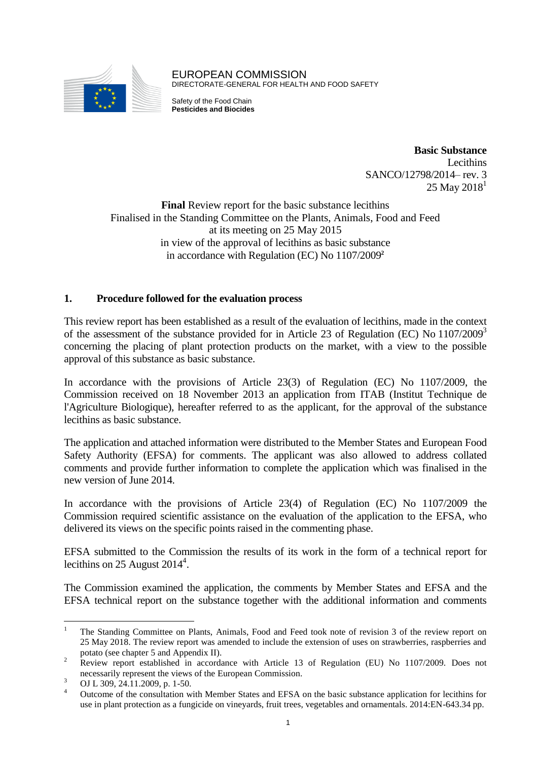EUROPEAN COMMISSION
DIRECTORATE-GENERAL FOR HEALTH AND FOOD SAFETY

Safety of the Food Chain
**Pesticides and Biocides**

**Basic Substance**
Lecithins
SANCO/12798/2014– rev. 3
25 May 2018[1]

**Final** Review report for the basic substance lecithins
Finalised in the Standing Committee on the Plants, Animals, Food and Feed
at its meeting on 25 May 2015
in view of the approval of lecithins as basic substance
in accordance with Regulation (EC) No 1107/2009[2]

## 1. Procedure followed for the evaluation process

This review report has been established as a result of the evaluation of lecithins, made in the context of the assessment of the substance provided for in Article 23 of Regulation (EC) No 1107/2009[3] concerning the placing of plant protection products on the market, with a view to the possible approval of this substance as basic substance.

In accordance with the provisions of Article 23(3) of Regulation (EC) No 1107/2009, the Commission received on 18 November 2013 an application from ITAB (Institut Technique de l'Agriculture Biologique), hereafter referred to as the applicant, for the approval of the substance lecithins as basic substance.

The application and attached information were distributed to the Member States and European Food Safety Authority (EFSA) for comments. The applicant was also allowed to address collated comments and provide further information to complete the application which was finalised in the new version of June 2014.

In accordance with the provisions of Article 23(4) of Regulation (EC) No 1107/2009 the Commission required scientific assistance on the evaluation of the application to the EFSA, who delivered its views on the specific points raised in the commenting phase.

EFSA submitted to the Commission the results of its work in the form of a technical report for lecithins on 25 August 2014[4].

The Commission examined the application, the comments by Member States and EFSA and the EFSA technical report on the substance together with the additional information and comments

---

[1] The Standing Committee on Plants, Animals, Food and Feed took note of revision 3 of the review report on 25 May 2018. The review report was amended to include the extension of uses on strawberries, raspberries and potato (see chapter 5 and Appendix II).

[2] Review report established in accordance with Article 13 of Regulation (EU) No 1107/2009. Does not necessarily represent the views of the European Commission.

[3] OJ L 309, 24.11.2009, p. 1-50.

[4] Outcome of the consultation with Member States and EFSA on the basic substance application for lecithins for use in plant protection as a fungicide on vineyards, fruit trees, vegetables and ornamentals. 2014:EN-643.34 pp.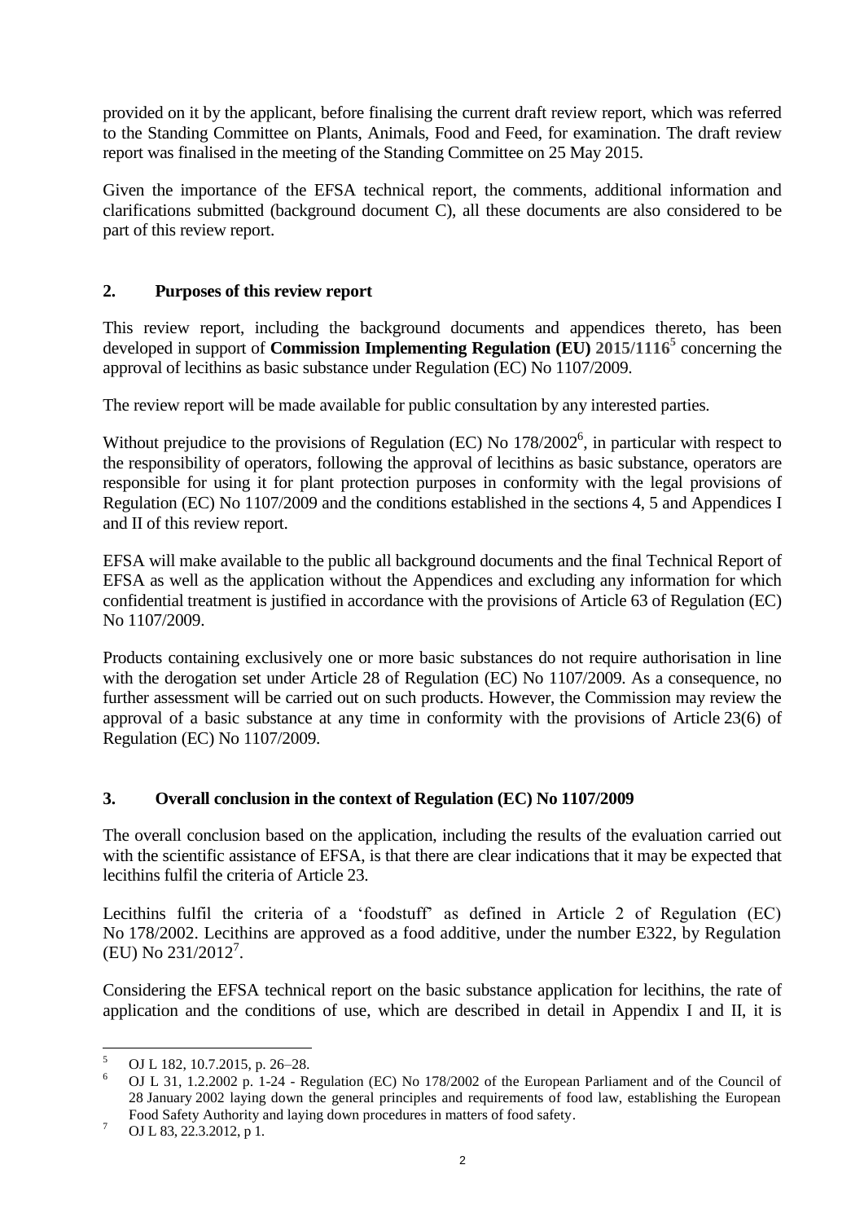provided on it by the applicant, before finalising the current draft review report, which was referred to the Standing Committee on Plants, Animals, Food and Feed, for examination. The draft review report was finalised in the meeting of the Standing Committee on 25 May 2015.

Given the importance of the EFSA technical report, the comments, additional information and clarifications submitted (background document C), all these documents are also considered to be part of this review report.

## 2. Purposes of this review report

This review report, including the background documents and appendices thereto, has been developed in support of **Commission Implementing Regulation (EU) 2015/1116**[5] concerning the approval of lecithins as basic substance under Regulation (EC) No 1107/2009.

The review report will be made available for public consultation by any interested parties.

Without prejudice to the provisions of Regulation (EC) No 178/2002[6], in particular with respect to the responsibility of operators, following the approval of lecithins as basic substance, operators are responsible for using it for plant protection purposes in conformity with the legal provisions of Regulation (EC) No 1107/2009 and the conditions established in the sections 4, 5 and Appendices I and II of this review report.

EFSA will make available to the public all background documents and the final Technical Report of EFSA as well as the application without the Appendices and excluding any information for which confidential treatment is justified in accordance with the provisions of Article 63 of Regulation (EC) No 1107/2009.

Products containing exclusively one or more basic substances do not require authorisation in line with the derogation set under Article 28 of Regulation (EC) No 1107/2009. As a consequence, no further assessment will be carried out on such products. However, the Commission may review the approval of a basic substance at any time in conformity with the provisions of Article 23(6) of Regulation (EC) No 1107/2009.

## 3. Overall conclusion in the context of Regulation (EC) No 1107/2009

The overall conclusion based on the application, including the results of the evaluation carried out with the scientific assistance of EFSA, is that there are clear indications that it may be expected that lecithins fulfil the criteria of Article 23.

Lecithins fulfil the criteria of a 'foodstuff' as defined in Article 2 of Regulation (EC) No 178/2002. Lecithins are approved as a food additive, under the number E322, by Regulation (EU) No 231/2012[7].

Considering the EFSA technical report on the basic substance application for lecithins, the rate of application and the conditions of use, which are described in detail in Appendix I and II, it is

---

[5] OJ L 182, 10.7.2015, p. 26–28.

[6] OJ L 31, 1.2.2002 p. 1-24 - Regulation (EC) No 178/2002 of the European Parliament and of the Council of 28 January 2002 laying down the general principles and requirements of food law, establishing the European Food Safety Authority and laying down procedures in matters of food safety.

[7] OJ L 83, 22.3.2012, p 1.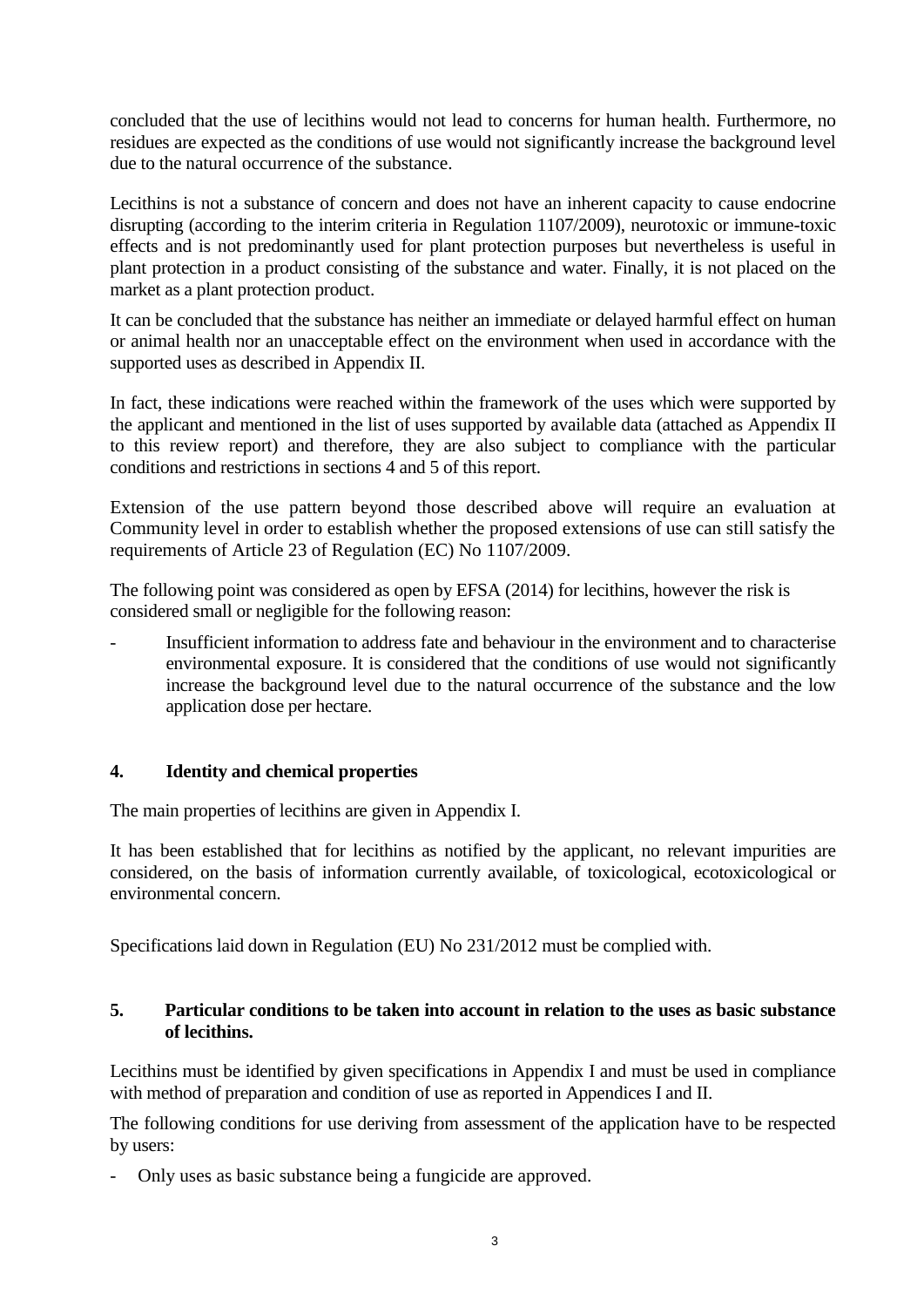concluded that the use of lecithins would not lead to concerns for human health. Furthermore, no residues are expected as the conditions of use would not significantly increase the background level due to the natural occurrence of the substance.

Lecithins is not a substance of concern and does not have an inherent capacity to cause endocrine disrupting (according to the interim criteria in Regulation 1107/2009), neurotoxic or immune-toxic effects and is not predominantly used for plant protection purposes but nevertheless is useful in plant protection in a product consisting of the substance and water. Finally, it is not placed on the market as a plant protection product.

It can be concluded that the substance has neither an immediate or delayed harmful effect on human or animal health nor an unacceptable effect on the environment when used in accordance with the supported uses as described in Appendix II.

In fact, these indications were reached within the framework of the uses which were supported by the applicant and mentioned in the list of uses supported by available data (attached as Appendix II to this review report) and therefore, they are also subject to compliance with the particular conditions and restrictions in sections 4 and 5 of this report.

Extension of the use pattern beyond those described above will require an evaluation at Community level in order to establish whether the proposed extensions of use can still satisfy the requirements of Article 23 of Regulation (EC) No 1107/2009.

The following point was considered as open by EFSA (2014) for lecithins, however the risk is considered small or negligible for the following reason:

- Insufficient information to address fate and behaviour in the environment and to characterise environmental exposure. It is considered that the conditions of use would not significantly increase the background level due to the natural occurrence of the substance and the low application dose per hectare.

## 4. Identity and chemical properties

The main properties of lecithins are given in Appendix I.

It has been established that for lecithins as notified by the applicant, no relevant impurities are considered, on the basis of information currently available, of toxicological, ecotoxicological or environmental concern.

Specifications laid down in Regulation (EU) No 231/2012 must be complied with.

## 5. Particular conditions to be taken into account in relation to the uses as basic substance of lecithins.

Lecithins must be identified by given specifications in Appendix I and must be used in compliance with method of preparation and condition of use as reported in Appendices I and II.

The following conditions for use deriving from assessment of the application have to be respected by users:

- Only uses as basic substance being a fungicide are approved.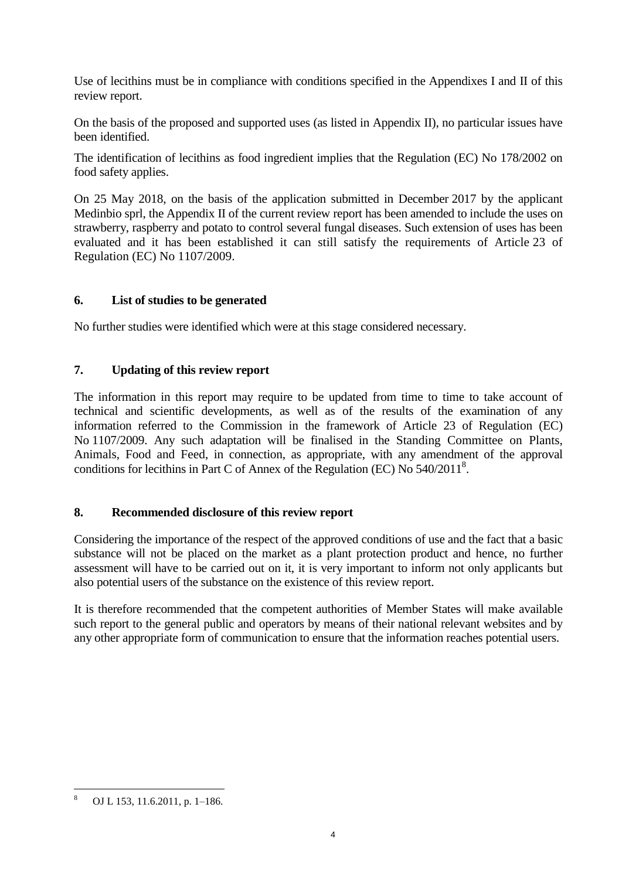Use of lecithins must be in compliance with conditions specified in the Appendixes I and II of this review report.

On the basis of the proposed and supported uses (as listed in Appendix II), no particular issues have been identified.

The identification of lecithins as food ingredient implies that the Regulation (EC) No 178/2002 on food safety applies.

On 25 May 2018, on the basis of the application submitted in December 2017 by the applicant Medinbio sprl, the Appendix II of the current review report has been amended to include the uses on strawberry, raspberry and potato to control several fungal diseases. Such extension of uses has been evaluated and it has been established it can still satisfy the requirements of Article 23 of Regulation (EC) No 1107/2009.

## 6. List of studies to be generated

No further studies were identified which were at this stage considered necessary.

## 7. Updating of this review report

The information in this report may require to be updated from time to time to take account of technical and scientific developments, as well as of the results of the examination of any information referred to the Commission in the framework of Article 23 of Regulation (EC) No 1107/2009. Any such adaptation will be finalised in the Standing Committee on Plants, Animals, Food and Feed, in connection, as appropriate, with any amendment of the approval conditions for lecithins in Part C of Annex of the Regulation (EC) No 540/2011[8].

## 8. Recommended disclosure of this review report

Considering the importance of the respect of the approved conditions of use and the fact that a basic substance will not be placed on the market as a plant protection product and hence, no further assessment will have to be carried out on it, it is very important to inform not only applicants but also potential users of the substance on the existence of this review report.

It is therefore recommended that the competent authorities of Member States will make available such report to the general public and operators by means of their national relevant websites and by any other appropriate form of communication to ensure that the information reaches potential users.

---

[8] OJ L 153, 11.6.2011, p. 1–186.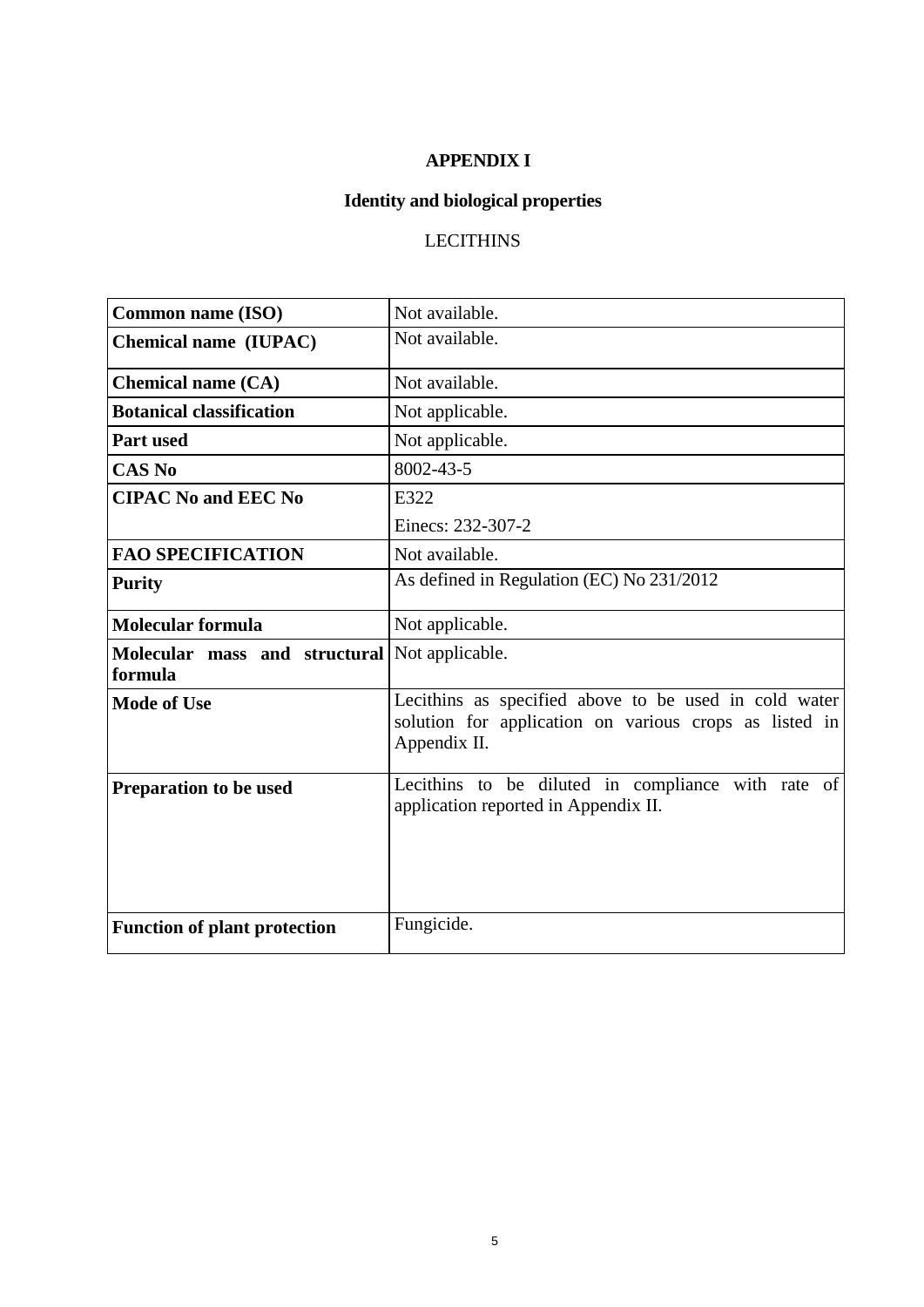# APPENDIX I

## Identity and biological properties

LECITHINS

| | |
|---|---|
| **Common name (ISO)** | Not available. |
| **Chemical name (IUPAC)** | Not available. |
| **Chemical name (CA)** | Not available. |
| **Botanical classification** | Not applicable. |
| **Part used** | Not applicable. |
| **CAS No** | 8002-43-5 |
| **CIPAC No and EEC No** | E322<br>Einecs: 232-307-2 |
| **FAO SPECIFICATION** | Not available. |
| **Purity** | As defined in Regulation (EC) No 231/2012 |
| **Molecular formula** | Not applicable. |
| **Molecular mass and structural formula** | Not applicable. |
| **Mode of Use** | Lecithins as specified above to be used in cold water solution for application on various crops as listed in Appendix II. |
| **Preparation to be used** | Lecithins to be diluted in compliance with rate of application reported in Appendix II. |
| **Function of plant protection** | Fungicide. |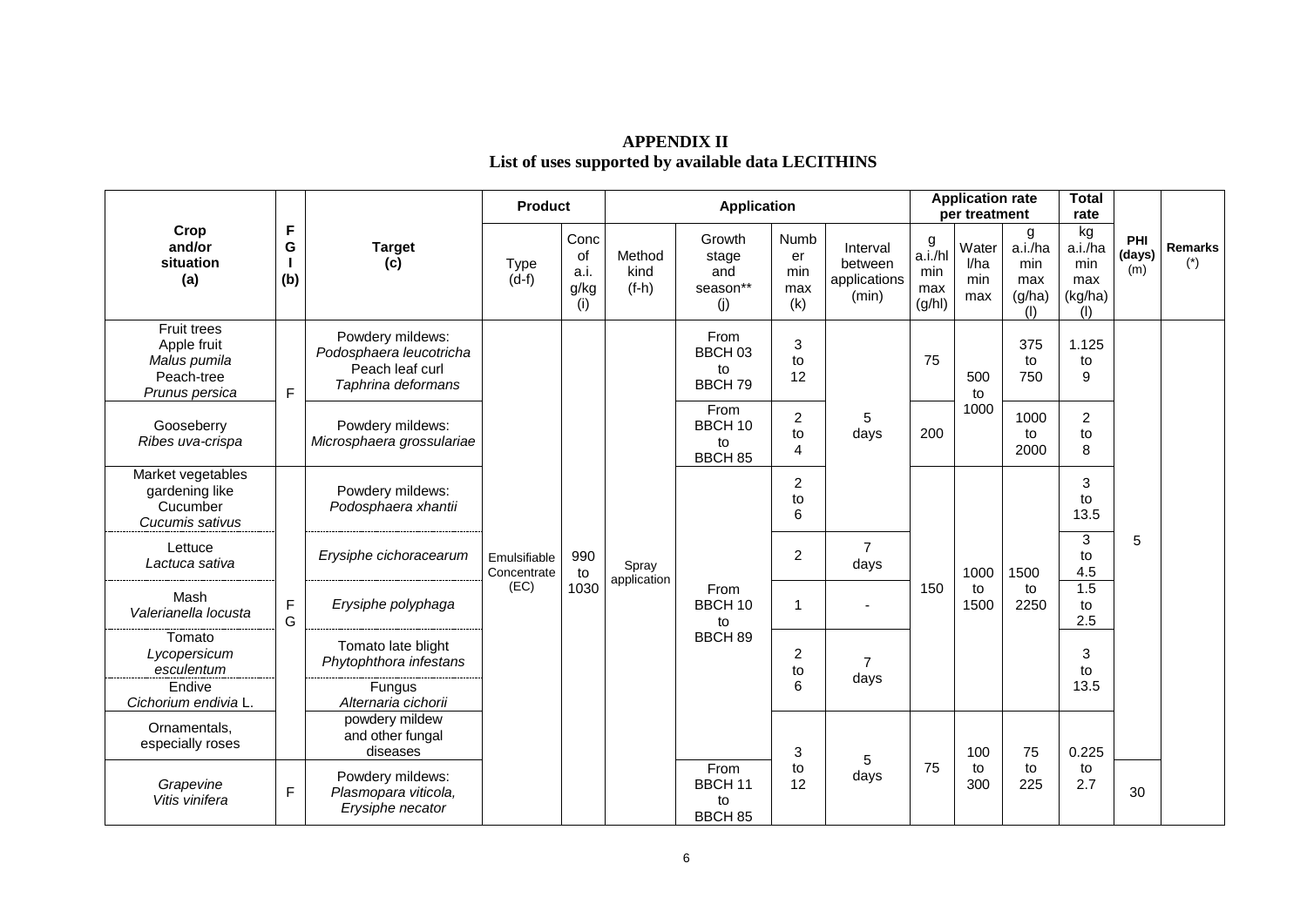**APPENDIX II**
**List of uses supported by available data LECITHINS**

| Crop and/or situation (a) | F G I (b) | Target (c) | Product | | Application | | | | Application rate per treatment | | | Total rate | PHI (days) (m) | Remarks (*) |
|---|---|---|---|---|---|---|---|---|---|---|---|---|---|---|
| | | | Type (d-f) | Conc of a.i. g/kg (i) | Method kind (f-h) | Growth stage and season** (j) | Number min max (k) | Interval between applications (min) | g a.i./hl min max (g/hl) | Water l/ha min max | g a.i./ha min max (g/ha) (l) | kg a.i./ha min max (kg/ha) (l) | | |
| Fruit trees Apple fruit *Malus pumila* Peach-tree *Prunus persica* | F | Powdery mildews: *Podosphaera leucotricha* Peach leaf curl *Taphrina deformans* | Emulsifiable Concentrate (EC) | 990 to 1030 | Spray application | From BBCH 03 to BBCH 79 | 3 to 12 | 5 days | 75 | 500 to 1000 | 375 to 750 | 1.125 to 9 | 5 | |
| Gooseberry *Ribes uva-crispa* | F | Powdery mildews: *Microsphaera grossulariae* | | | | From BBCH 10 to BBCH 85 | 2 to 4 | 5 days | 200 | 500 to 1000 | 1000 to 2000 | 2 to 8 | 5 | |
| Market vegetables gardening like Cucumber *Cucumis sativus* | F G | Powdery mildews: *Podosphaera xhantii* | | | | From BBCH 10 to BBCH 89 | 2 to 6 | 5 days | 150 | 1000 to 1500 | 1500 to 2250 | 3 to 13.5 | 5 | |
| Lettuce *Lactuca sativa* | F G | *Erysiphe cichoracearum* | | | | From BBCH 10 to BBCH 89 | 2 | 7 days | 150 | 1000 to 1500 | 1500 to 2250 | 3 to 4.5 | 5 | |
| Mash *Valerianella locusta* | F G | *Erysiphe polyphaga* | | | | From BBCH 10 to BBCH 89 | 1 | - | 150 | 1000 to 1500 | 1500 to 2250 | 1.5 to 2.5 | 5 | |
| Tomato *Lycopersicum esculentum* | F G | Tomato late blight *Phytophthora infestans* | | | | From BBCH 10 to BBCH 89 | 2 to 6 | 7 days | 150 | 1000 to 1500 | 1500 to 2250 | 3 to 13.5 | 5 | |
| Endive *Cichorium endivia* L. | F G | Fungus *Alternaria cichorii* | | | | From BBCH 10 to BBCH 89 | 2 to 6 | 7 days | 150 | 1000 to 1500 | 1500 to 2250 | 3 to 13.5 | 5 | |
| Ornamentals, especially roses | F G | powdery mildew and other fungal diseases | | | | From BBCH 10 to BBCH 89 | 3 to 12 | 5 days | 75 | 100 to 300 | 75 to 225 | 0.225 to 2.7 | 5 | |
| *Grapevine Vitis vinifera* | F | Powdery mildews: *Plasmopara viticola, Erysiphe necator* | | | | From BBCH 11 to BBCH 85 | 3 to 12 | 5 days | 75 | 100 to 300 | 75 to 225 | 0.225 to 2.7 | 30 | |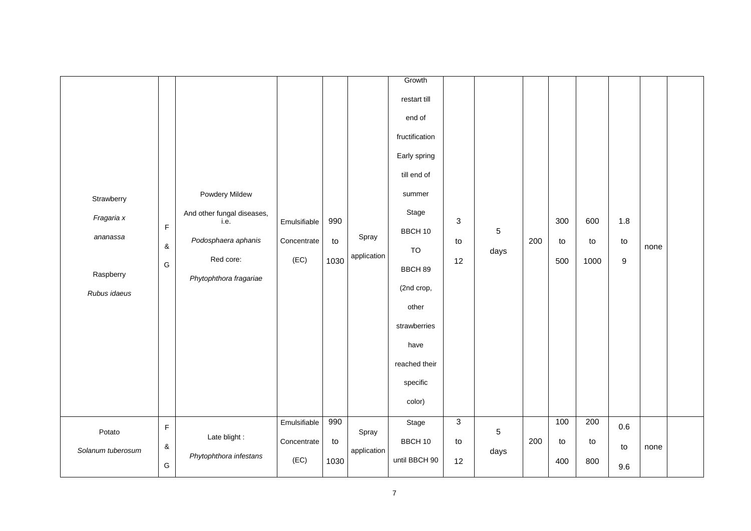| | | | | | | | | | | | | | | |
|---|---|---|---|---|---|---|---|---|---|---|---|---|---|---|
| Strawberry *Fragaria x ananassa* Raspberry *Rubus idaeus* | F & G | Powdery Mildew And other fungal diseases, i.e. *Podosphaera aphanis* Red core: *Phytophthora fragariae* | Emulsifiable Concentrate (EC) | 990 to 1030 | Spray application | Growth restart till end of fructification Early spring till end of summer Stage BBCH 10 TO BBCH 89 (2nd crop, other strawberries have reached their specific color) | 3 to 12 | 5 days | 200 | 300 to 500 | 600 to 1000 | 1.8 to 9 | none | |
| Potato *Solanum tuberosum* | F & G | Late blight : *Phytophthora infestans* | Emulsifiable Concentrate (EC) | 990 to 1030 | Spray application | Stage BBCH 10 until BBCH 90 | 3 to 12 | 5 days | 200 | 100 to 400 | 200 to 800 | 0.6 to 9.6 | none | |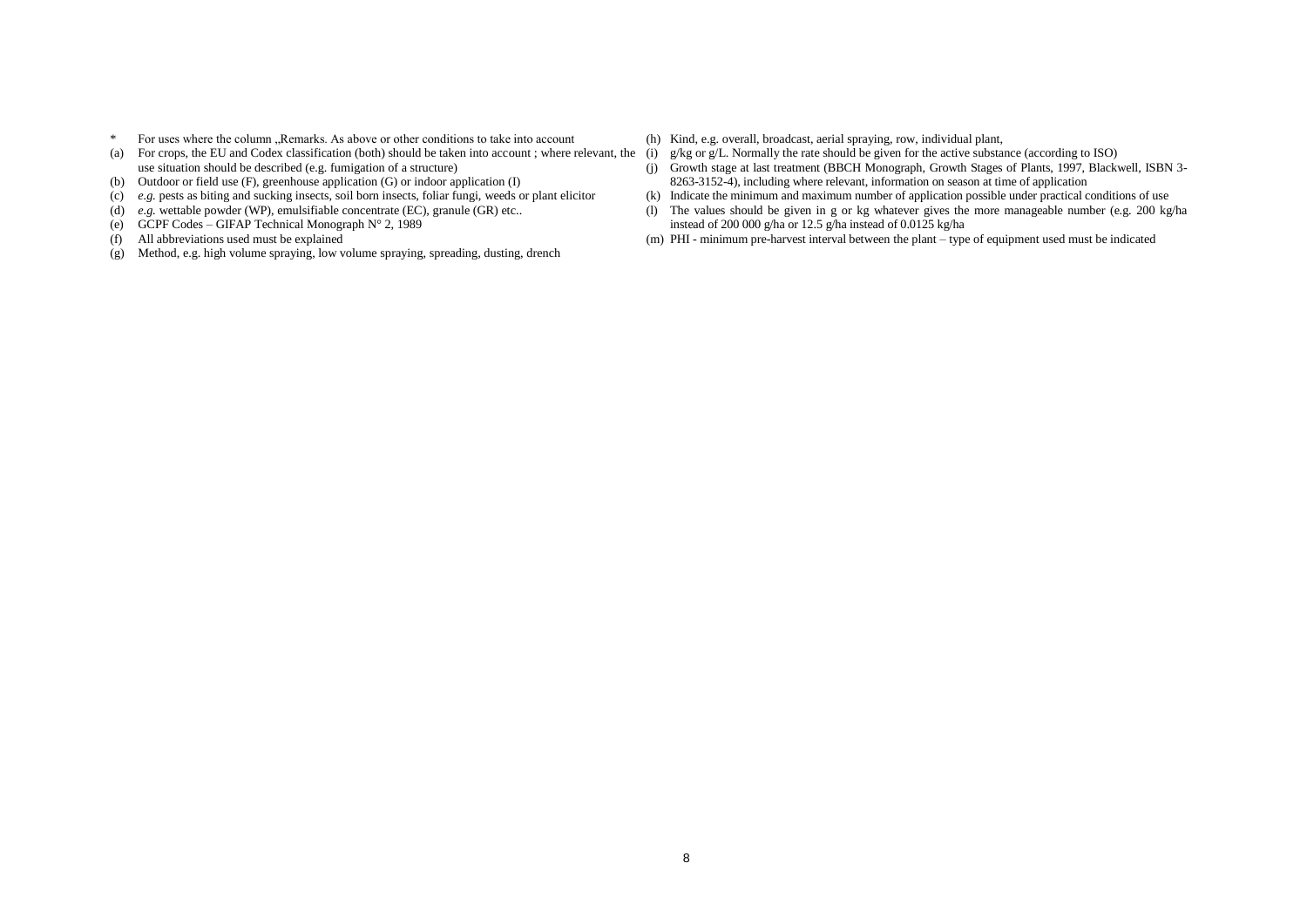\* For uses where the column „Remarks. As above or other conditions to take into account

(a) For crops, the EU and Codex classification (both) should be taken into account ; where relevant, the use situation should be described (e.g. fumigation of a structure)

(b) Outdoor or field use (F), greenhouse application (G) or indoor application (I)

(c) *e.g.* pests as biting and sucking insects, soil born insects, foliar fungi, weeds or plant elicitor

(d) *e.g.* wettable powder (WP), emulsifiable concentrate (EC), granule (GR) etc..

(e) GCPF Codes – GIFAP Technical Monograph N° 2, 1989

(f) All abbreviations used must be explained

(g) Method, e.g. high volume spraying, low volume spraying, spreading, dusting, drench

(h) Kind, e.g. overall, broadcast, aerial spraying, row, individual plant,

(i) g/kg or g/L. Normally the rate should be given for the active substance (according to ISO)

(j) Growth stage at last treatment (BBCH Monograph, Growth Stages of Plants, 1997, Blackwell, ISBN 3-8263-3152-4), including where relevant, information on season at time of application

(k) Indicate the minimum and maximum number of application possible under practical conditions of use

(l) The values should be given in g or kg whatever gives the more manageable number (e.g. 200 kg/ha instead of 200 000 g/ha or 12.5 g/ha instead of 0.0125 kg/ha

(m) PHI - minimum pre-harvest interval between the plant – type of equipment used must be indicated